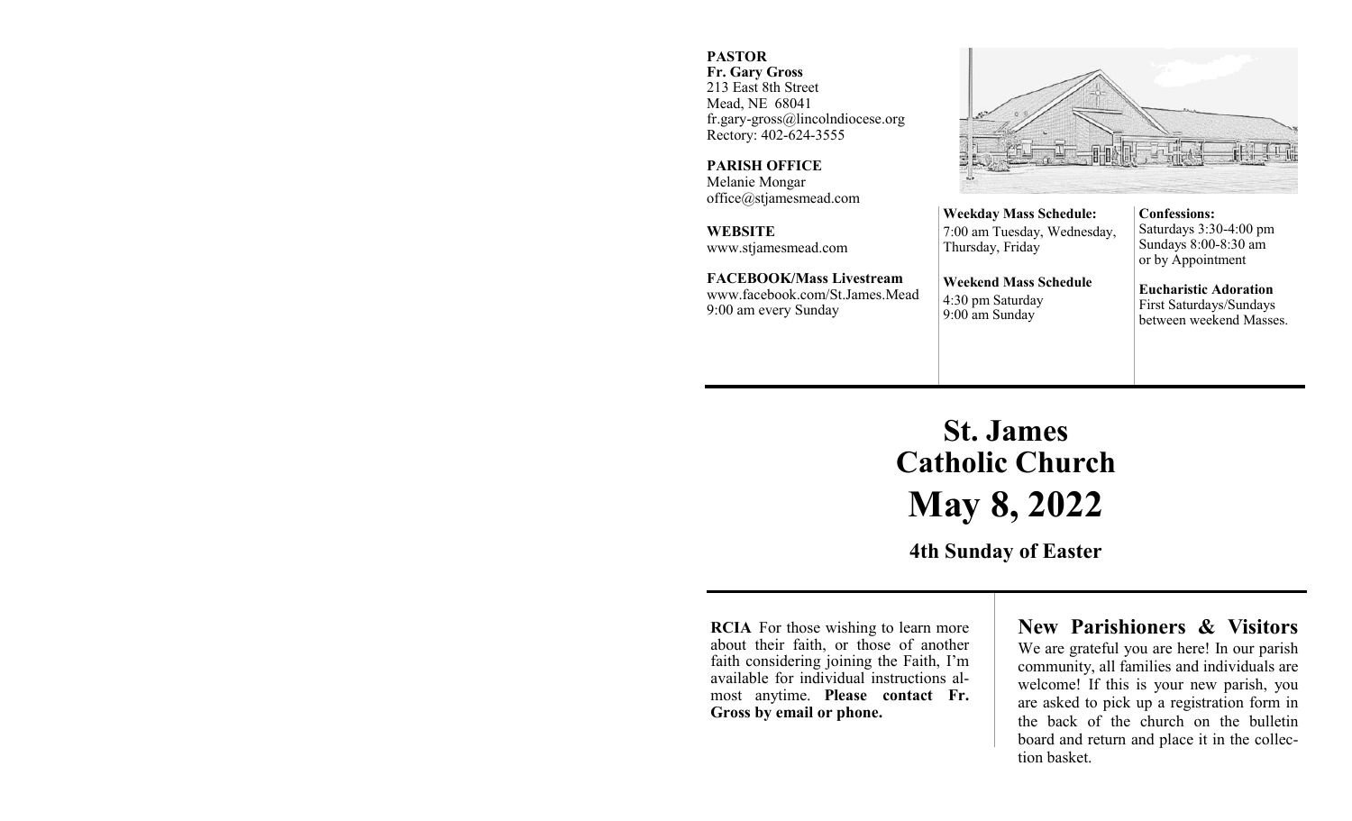**PASTOR**
**Fr. Gary Gross**
213 East 8th Street
Mead, NE 68041
fr.gary-gross@lincolndiocese.org
Rectory: 402-624-3555

**PARISH OFFICE**
Melanie Mongar
office@stjamesmead.com

**WEBSITE**
www.stjamesmead.com

**FACEBOOK/Mass Livestream**
www.facebook.com/St.James.Mead
9:00 am every Sunday

**Weekday Mass Schedule:**
7:00 am Tuesday, Wednesday, Thursday, Friday

**Weekend Mass Schedule**
4:30 pm Saturday
9:00 am Sunday

**Confessions:**
Saturdays 3:30-4:00 pm
Sundays 8:00-8:30 am
or by Appointment

**Eucharistic Adoration**
First Saturdays/Sundays between weekend Masses.

# St. James Catholic Church

# May 8, 2022

## 4th Sunday of Easter

**RCIA** For those wishing to learn more about their faith, or those of another faith considering joining the Faith, I'm available for individual instructions almost anytime. **Please contact Fr. Gross by email or phone.**

## New Parishioners & Visitors

We are grateful you are here! In our parish community, all families and individuals are welcome! If this is your new parish, you are asked to pick up a registration form in the back of the church on the bulletin board and return and place it in the collection basket.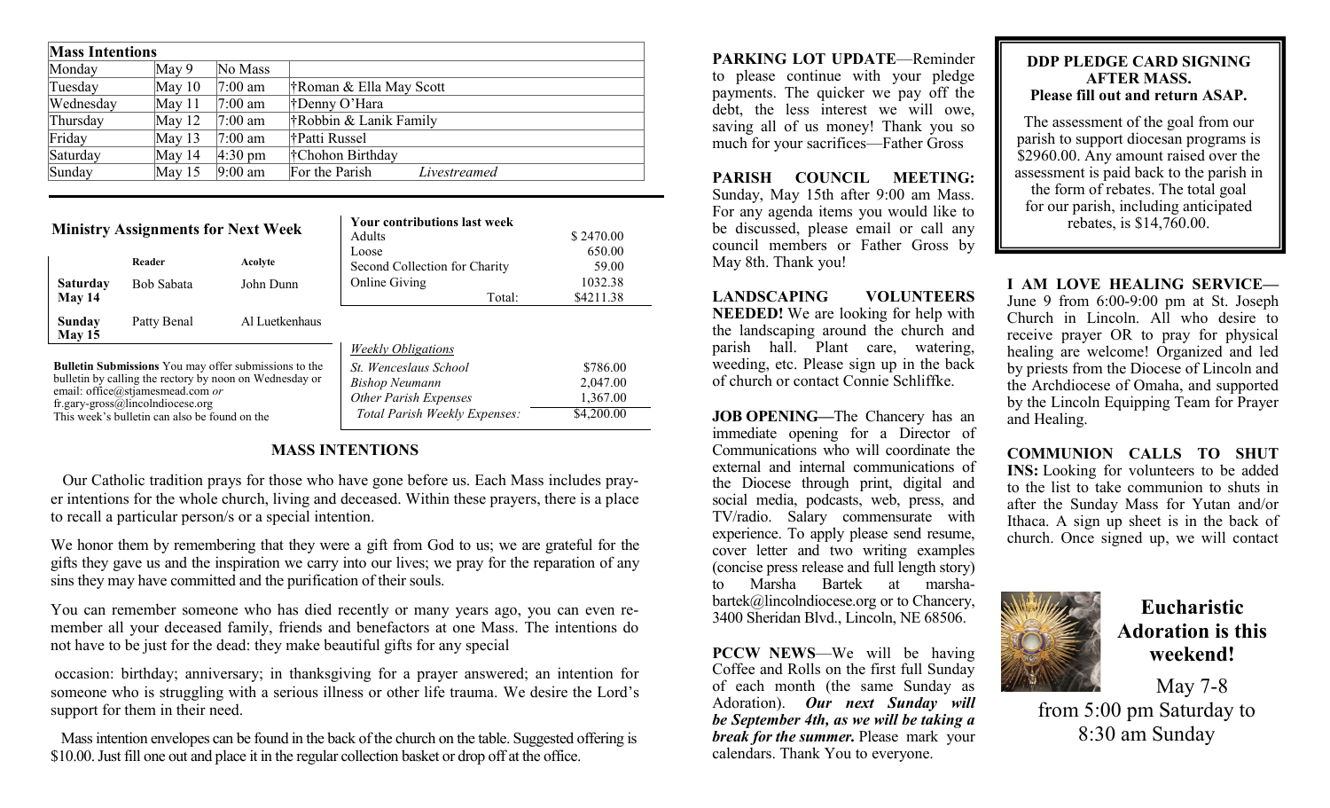| Mass Intentions | | | |
|---|---|---|---|
| Monday | May 9 | No Mass | |
| Tuesday | May 10 | 7:00 am | †Roman & Ella May Scott |
| Wednesday | May 11 | 7:00 am | †Denny O'Hara |
| Thursday | May 12 | 7:00 am | †Robbin & Lanik Family |
| Friday | May 13 | 7:00 am | †Patti Russel |
| Saturday | May 14 | 4:30 pm | †Chohon Birthday |
| Sunday | May 15 | 9:00 am | For the Parish *Livestreamed* |

**Ministry Assignments for Next Week**

| | Reader | Acolyte |
|---|---|---|
| **Saturday May 14** | Bob Sabata | John Dunn |
| **Sunday May 15** | Patty Benal | Al Luetkenhaus |

**Bulletin Submissions** You may offer submissions to the bulletin by calling the rectory by noon on Wednesday or email: office@stjamesmead.com *or* fr.gary-gross@lincolndiocese.org
This week's bulletin can also be found on the

| Your contributions last week | |
|---|---|
| Adults | $ 2470.00 |
| Loose | 650.00 |
| Second Collection for Charity | 59.00 |
| Online Giving | 1032.38 |
| Total: | $4211.38 |

| *Weekly Obligations* | |
|---|---|
| *St. Wenceslaus School* | $786.00 |
| *Bishop Neumann* | 2,047.00 |
| *Other Parish Expenses* | 1,367.00 |
| *Total Parish Weekly Expenses:* | $4,200.00 |

## MASS INTENTIONS

Our Catholic tradition prays for those who have gone before us. Each Mass includes prayer intentions for the whole church, living and deceased. Within these prayers, there is a place to recall a particular person/s or a special intention.

We honor them by remembering that they were a gift from God to us; we are grateful for the gifts they gave us and the inspiration we carry into our lives; we pray for the reparation of any sins they may have committed and the purification of their souls.

You can remember someone who has died recently or many years ago, you can even remember all your deceased family, friends and benefactors at one Mass. The intentions do not have to be just for the dead: they make beautiful gifts for any special

occasion: birthday; anniversary; in thanksgiving for a prayer answered; an intention for someone who is struggling with a serious illness or other life trauma. We desire the Lord's support for them in their need.

Mass intention envelopes can be found in the back of the church on the table. Suggested offering is $10.00. Just fill one out and place it in the regular collection basket or drop off at the office.

**PARKING LOT UPDATE**—Reminder to please continue with your pledge payments. The quicker we pay off the debt, the less interest we will owe, saving all of us money! Thank you so much for your sacrifices—Father Gross

**PARISH COUNCIL MEETING:** Sunday, May 15th after 9:00 am Mass. For any agenda items you would like to be discussed, please email or call any council members or Father Gross by May 8th. Thank you!

**LANDSCAPING VOLUNTEERS NEEDED!** We are looking for help with the landscaping around the church and parish hall. Plant care, watering, weeding, etc. Please sign up in the back of church or contact Connie Schliffke.

**JOB OPENING—**The Chancery has an immediate opening for a Director of Communications who will coordinate the external and internal communications of the Diocese through print, digital and social media, podcasts, web, press, and TV/radio. Salary commensurate with experience. To apply please send resume, cover letter and two writing examples (concise press release and full length story) to Marsha Bartek at marsha-bartek@lincolndiocese.org or to Chancery, 3400 Sheridan Blvd., Lincoln, NE 68506.

**PCCW NEWS**—We will be having Coffee and Rolls on the first full Sunday of each month (the same Sunday as Adoration). ***Our next Sunday will be September 4th, as we will be taking a break for the summer.*** Please mark your calendars. Thank You to everyone.

**DDP PLEDGE CARD SIGNING AFTER MASS.**
**Please fill out and return ASAP.**

The assessment of the goal from our parish to support diocesan programs is $2960.00. Any amount raised over the assessment is paid back to the parish in the form of rebates. The total goal for our parish, including anticipated rebates, is $14,760.00.

**I AM LOVE HEALING SERVICE—** June 9 from 6:00-9:00 pm at St. Joseph Church in Lincoln. All who desire to receive prayer OR to pray for physical healing are welcome! Organized and led by priests from the Diocese of Lincoln and the Archdiocese of Omaha, and supported by the Lincoln Equipping Team for Prayer and Healing.

**COMMUNION CALLS TO SHUT INS:** Looking for volunteers to be added to the list to take communion to shuts in after the Sunday Mass for Yutan and/or Ithaca. A sign up sheet is in the back of church. Once signed up, we will contact

## Eucharistic Adoration is this weekend!

May 7-8
from 5:00 pm Saturday to 8:30 am Sunday